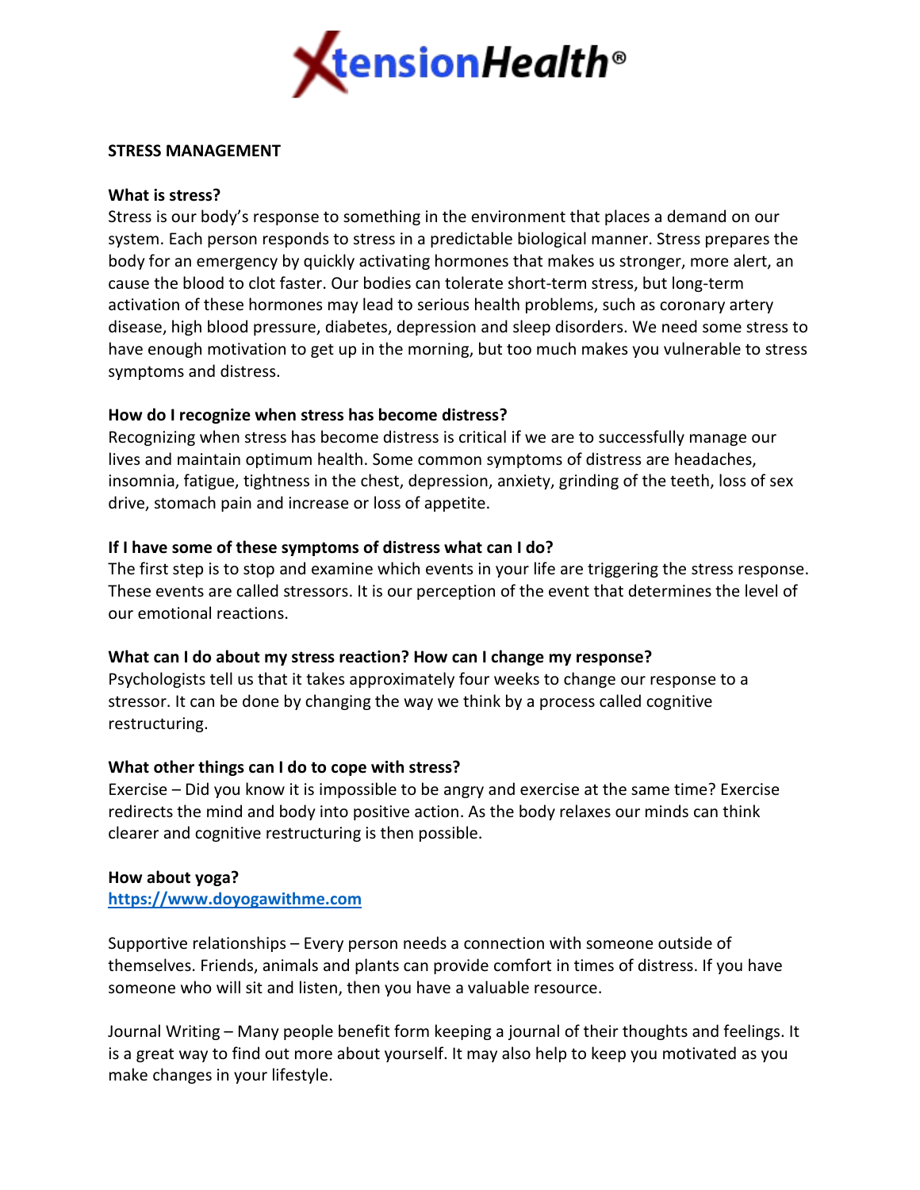**XtensionHealth®**

**STRESS MANAGEMENT**

**What is stress?**

Stress is our body's response to something in the environment that places a demand on our system. Each person responds to stress in a predictable biological manner. Stress prepares the body for an emergency by quickly activating hormones that makes us stronger, more alert, an cause the blood to clot faster. Our bodies can tolerate short-term stress, but long-term activation of these hormones may lead to serious health problems, such as coronary artery disease, high blood pressure, diabetes, depression and sleep disorders. We need some stress to have enough motivation to get up in the morning, but too much makes you vulnerable to stress symptoms and distress.

**How do I recognize when stress has become distress?**

Recognizing when stress has become distress is critical if we are to successfully manage our lives and maintain optimum health. Some common symptoms of distress are headaches, insomnia, fatigue, tightness in the chest, depression, anxiety, grinding of the teeth, loss of sex drive, stomach pain and increase or loss of appetite.

**If I have some of these symptoms of distress what can I do?**

The first step is to stop and examine which events in your life are triggering the stress response. These events are called stressors. It is our perception of the event that determines the level of our emotional reactions.

**What can I do about my stress reaction? How can I change my response?**

Psychologists tell us that it takes approximately four weeks to change our response to a stressor. It can be done by changing the way we think by a process called cognitive restructuring.

**What other things can I do to cope with stress?**

Exercise – Did you know it is impossible to be angry and exercise at the same time? Exercise redirects the mind and body into positive action. As the body relaxes our minds can think clearer and cognitive restructuring is then possible.

**How about yoga?**

[https://www.doyogawithme.com](https://www.doyogawithme.com)

Supportive relationships – Every person needs a connection with someone outside of themselves. Friends, animals and plants can provide comfort in times of distress. If you have someone who will sit and listen, then you have a valuable resource.

Journal Writing – Many people benefit form keeping a journal of their thoughts and feelings. It is a great way to find out more about yourself. It may also help to keep you motivated as you make changes in your lifestyle.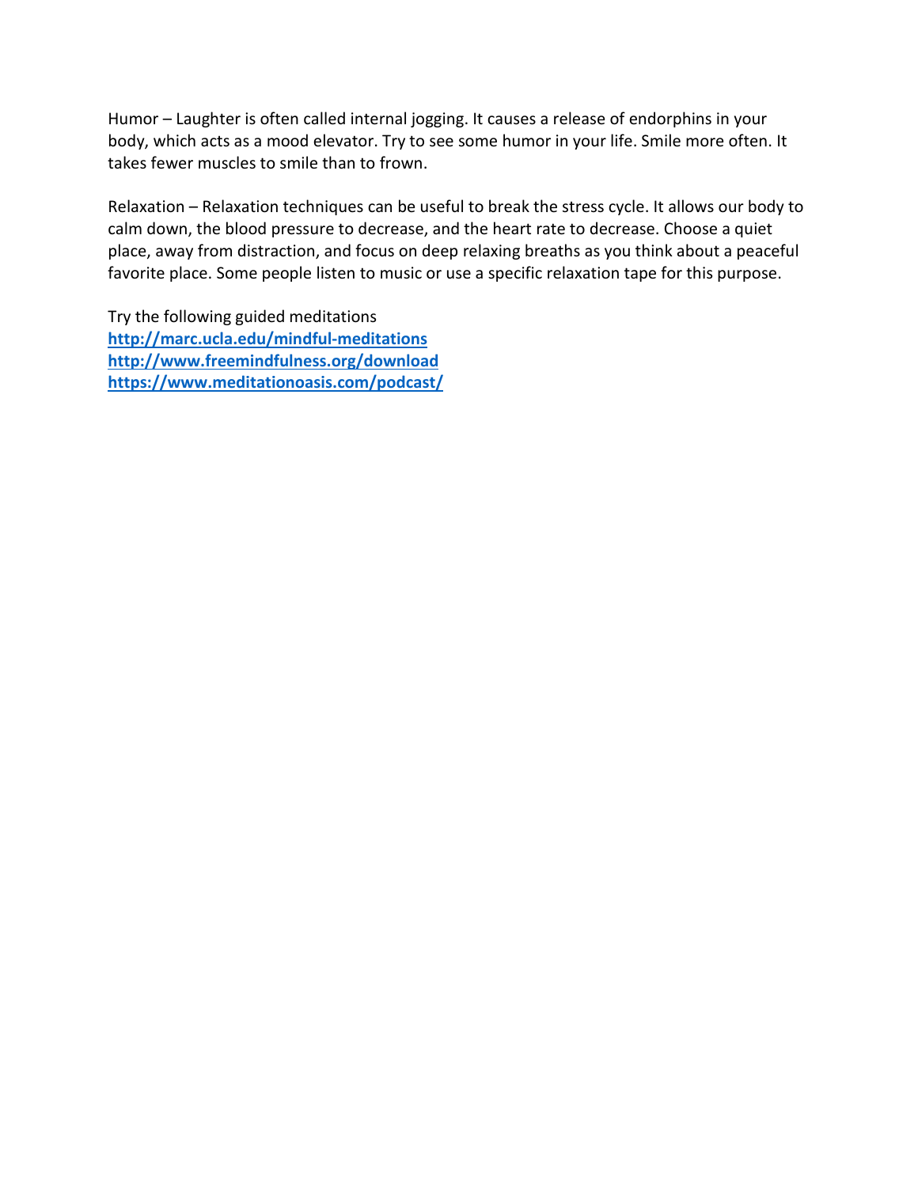Humor – Laughter is often called internal jogging. It causes a release of endorphins in your body, which acts as a mood elevator. Try to see some humor in your life. Smile more often. It takes fewer muscles to smile than to frown.

Relaxation – Relaxation techniques can be useful to break the stress cycle. It allows our body to calm down, the blood pressure to decrease, and the heart rate to decrease. Choose a quiet place, away from distraction, and focus on deep relaxing breaths as you think about a peaceful favorite place. Some people listen to music or use a specific relaxation tape for this purpose.

Try the following guided meditations
**http://marc.ucla.edu/mindful-meditations**
**http://www.freemindfulness.org/download**
**https://www.meditationoasis.com/podcast/**